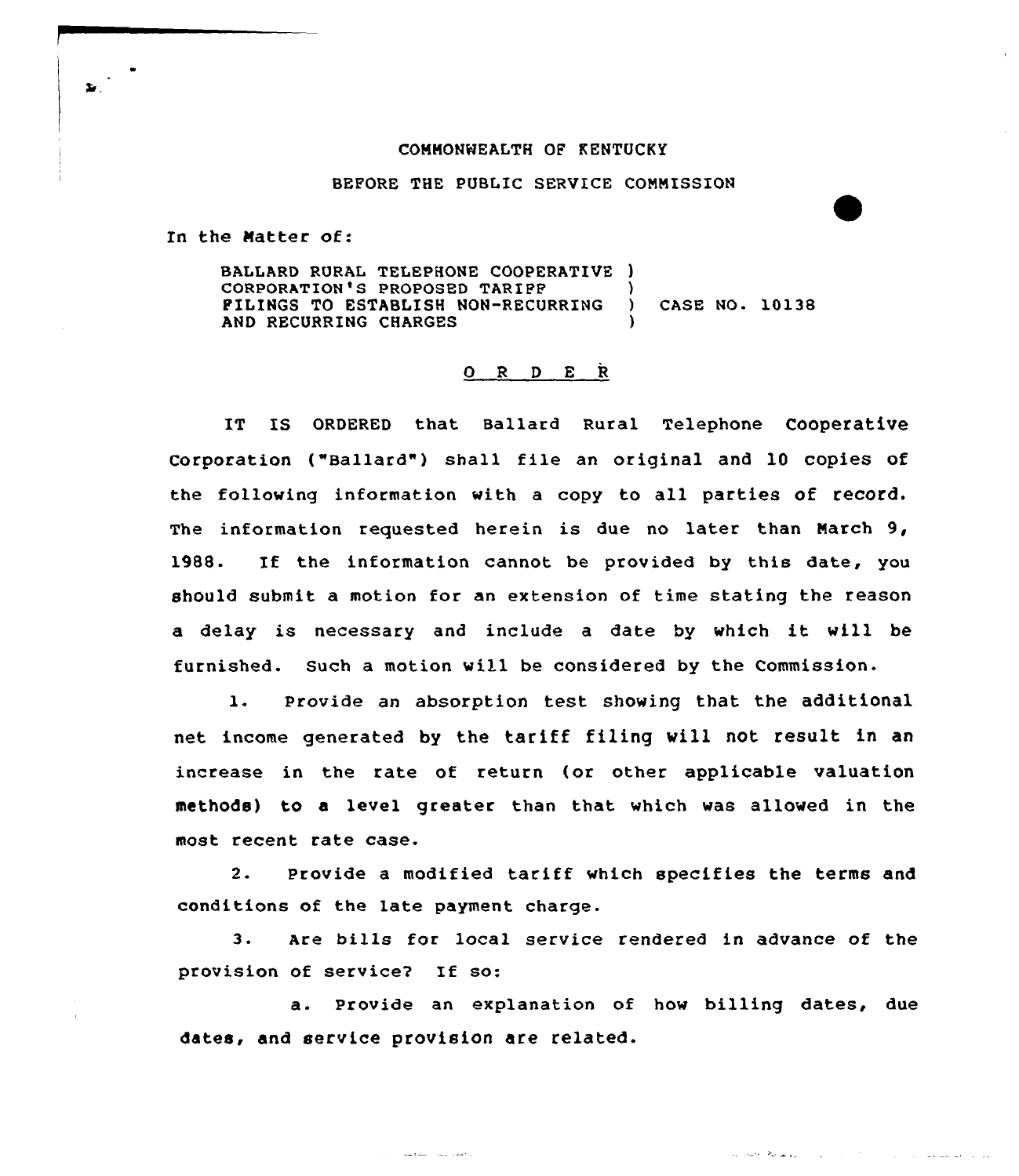COMMONWEALTH OF KENTUCKY

BEFORE THE PUBLIC SERVICE COMMISSION

In the Matter of:

| | | |
|---|---|---|
| BALLARD RURAL TELEPHONE COOPERATIVE CORPORATION'S PROPOSED TARIFF FILINGS TO ESTABLISH NON-RECURRING AND RECURRING CHARGES | ) ) ) ) | CASE NO. 10138 |

## O R D E R

IT IS ORDERED that Ballard Rural Telephone Cooperative Corporation ("Ballard") shall file an original and 10 copies of the following information with a copy to all parties of record. The information requested herein is due no later than March 9, 1988. If the information cannot be provided by this date, you should submit a motion for an extension of time stating the reason a delay is necessary and include a date by which it will be furnished. Such a motion will be considered by the Commission.

1. Provide an absorption test showing that the additional net income generated by the tariff filing will not result in an increase in the rate of return (or other applicable valuation methods) to a level greater than that which was allowed in the most recent rate case.

2. Provide a modified tariff which specifies the terms and conditions of the late payment charge.

3. Are bills for local service rendered in advance of the provision of service? If so:

   a. Provide an explanation of how billing dates, due dates, and service provision are related.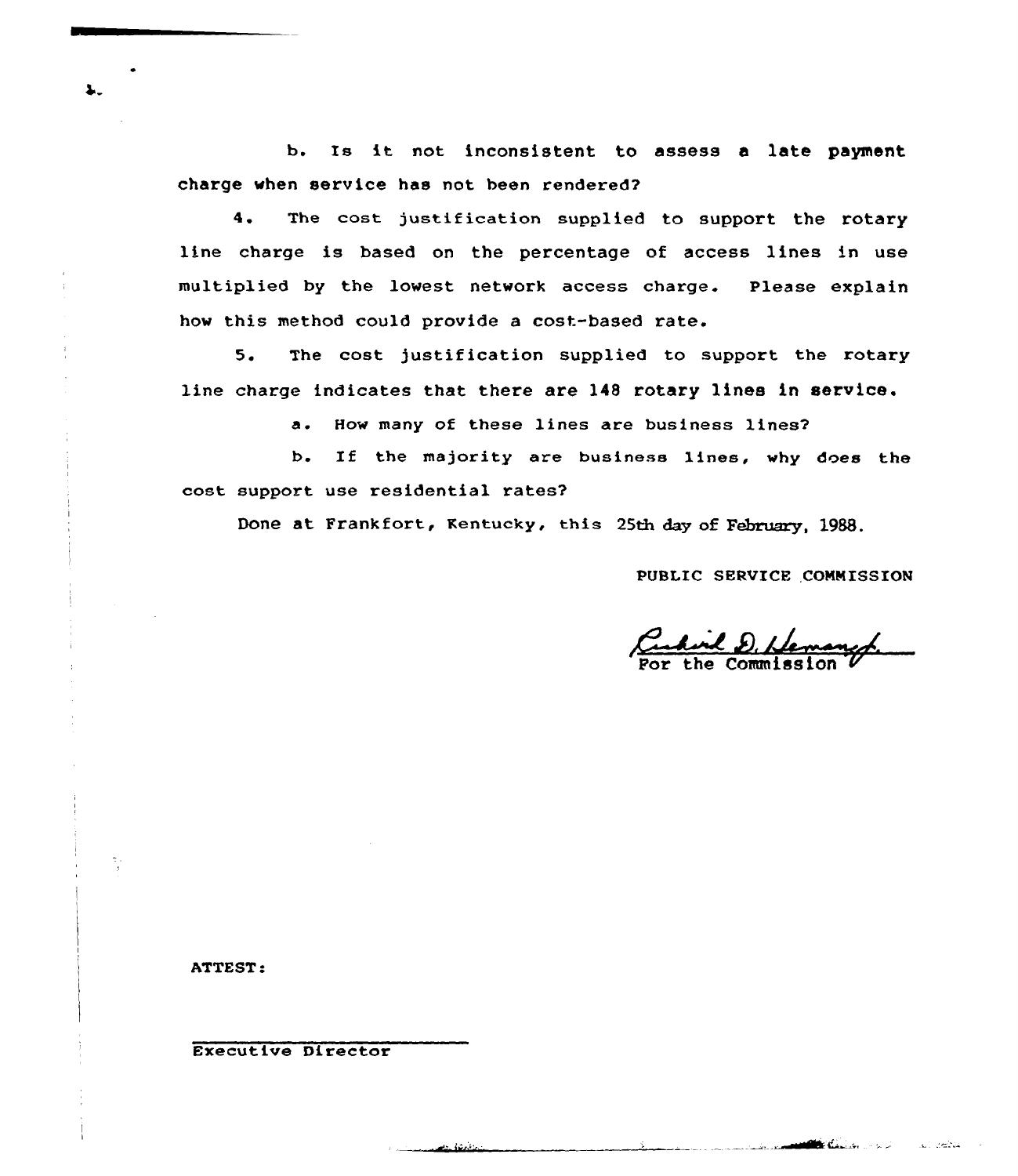b. Is it not inconsistent to assess a late payment charge when service has not been rendered?

4. The cost justification supplied to support the rotary line charge is based on the percentage of access lines in use multiplied by the lowest network access charge. Please explain how this method could provide a cost-based rate.

5. The cost justification supplied to support the rotary line charge indicates that there are 148 rotary lines in service.

a. How many of these lines are business lines?

b. If the majority are business lines, why does the cost support use residential rates?

Done at Frankfort, Kentucky, this 25th day of February, 1988.

PUBLIC SERVICE COMMISSION

For the Commission

ATTEST:

Executive Director